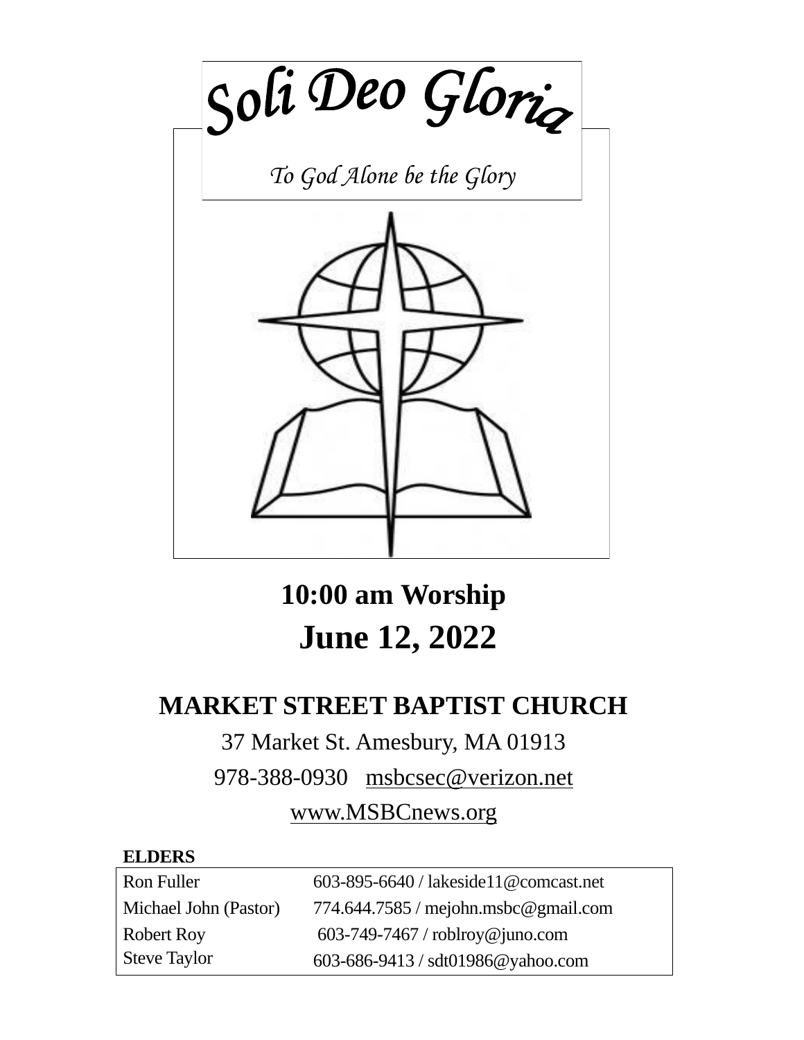# *Soli Deo Gloria*

*To God Alone be the Glory*

**10:00 am Worship**

**June 12, 2022**

## MARKET STREET BAPTIST CHURCH

37 Market St. Amesbury, MA 01913

978-388-0930 msbcsec@verizon.net

www.MSBCnews.org

**ELDERS**

| | |
|---|---|
| Ron Fuller | 603-895-6640 / lakeside11@comcast.net |
| Michael John (Pastor) | 774.644.7585 / mejohn.msbc@gmail.com |
| Robert Roy | 603-749-7467 / roblroy@juno.com |
| Steve Taylor | 603-686-9413 / sdt01986@yahoo.com |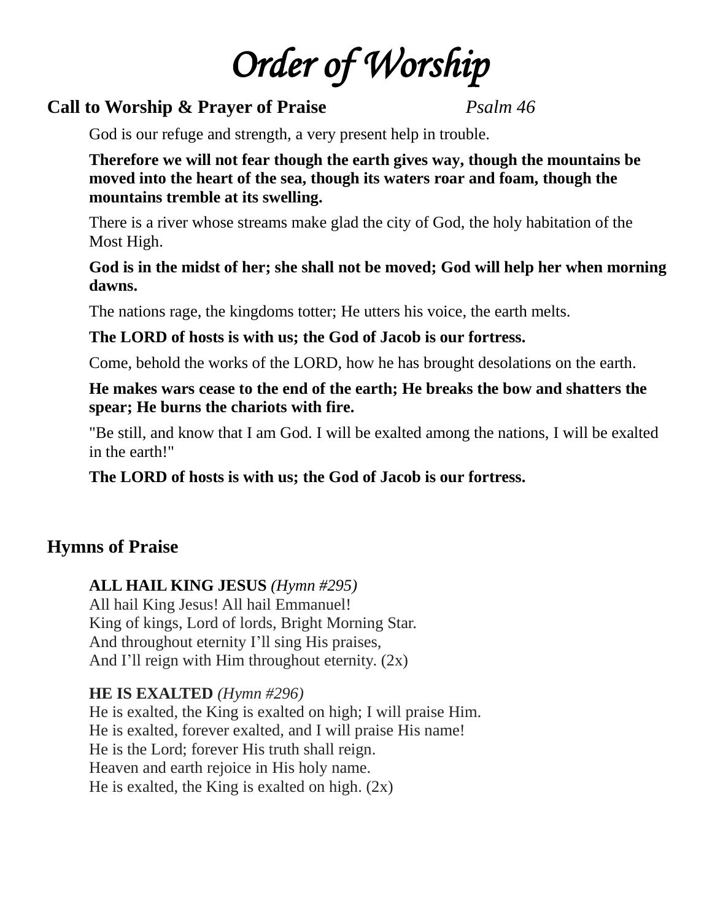# *Order of Worship*

**Call to Worship & Prayer of Praise** *Psalm 46*

God is our refuge and strength, a very present help in trouble.

**Therefore we will not fear though the earth gives way, though the mountains be moved into the heart of the sea, though its waters roar and foam, though the mountains tremble at its swelling.**

There is a river whose streams make glad the city of God, the holy habitation of the Most High.

**God is in the midst of her; she shall not be moved; God will help her when morning dawns.**

The nations rage, the kingdoms totter; He utters his voice, the earth melts.

**The LORD of hosts is with us; the God of Jacob is our fortress.**

Come, behold the works of the LORD, how he has brought desolations on the earth.

**He makes wars cease to the end of the earth; He breaks the bow and shatters the spear; He burns the chariots with fire.**

"Be still, and know that I am God. I will be exalted among the nations, I will be exalted in the earth!"

**The LORD of hosts is with us; the God of Jacob is our fortress.**

**Hymns of Praise**

**ALL HAIL KING JESUS** *(Hymn #295)*
All hail King Jesus! All hail Emmanuel!
King of kings, Lord of lords, Bright Morning Star.
And throughout eternity I'll sing His praises,
And I'll reign with Him throughout eternity. (2x)

**HE IS EXALTED** *(Hymn #296)*
He is exalted, the King is exalted on high; I will praise Him.
He is exalted, forever exalted, and I will praise His name!
He is the Lord; forever His truth shall reign.
Heaven and earth rejoice in His holy name.
He is exalted, the King is exalted on high. (2x)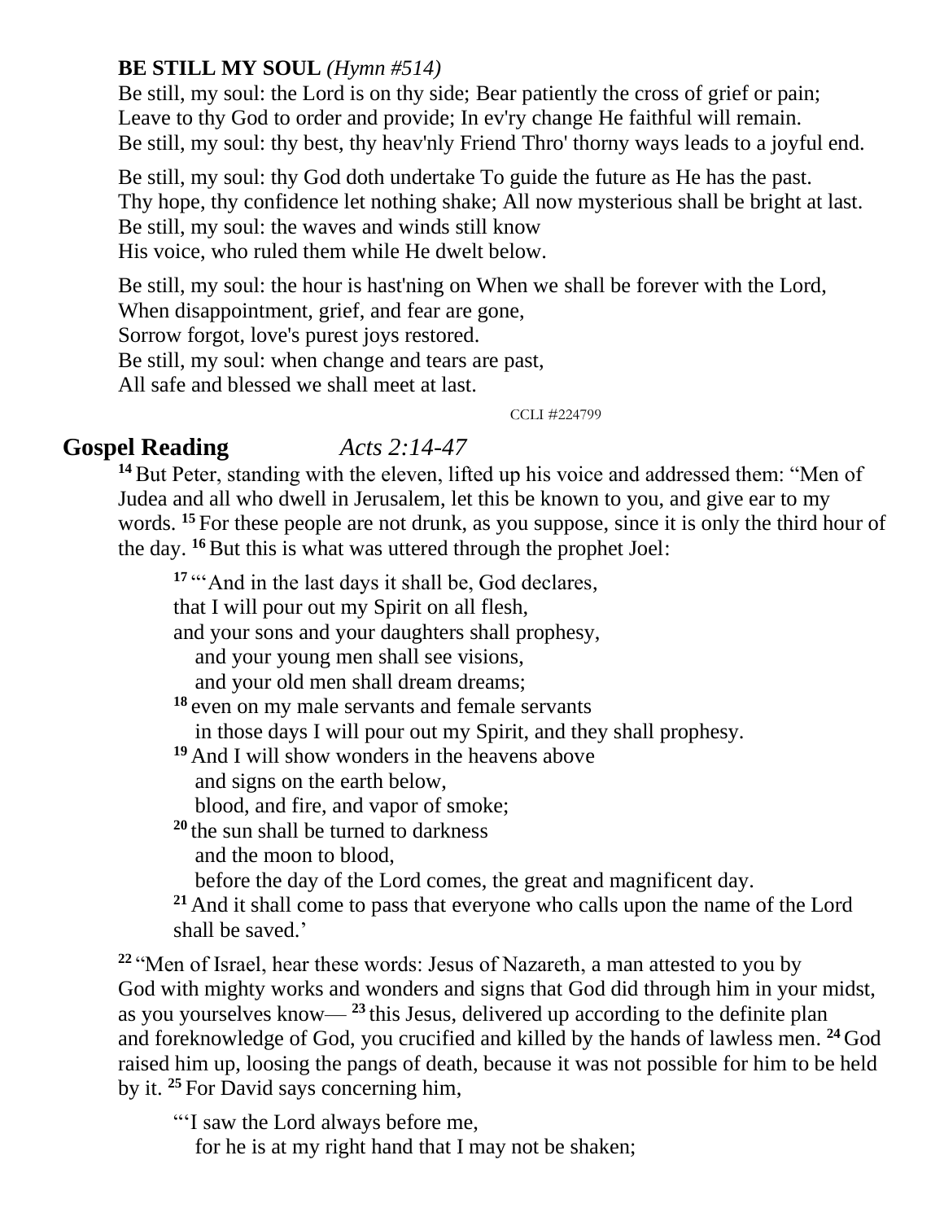**BE STILL MY SOUL** *(Hymn #514)*

Be still, my soul: the Lord is on thy side; Bear patiently the cross of grief or pain;
Leave to thy God to order and provide; In ev'ry change He faithful will remain.
Be still, my soul: thy best, thy heav'nly Friend Thro' thorny ways leads to a joyful end.

Be still, my soul: thy God doth undertake To guide the future as He has the past.
Thy hope, thy confidence let nothing shake; All now mysterious shall be bright at last.
Be still, my soul: the waves and winds still know
His voice, who ruled them while He dwelt below.

Be still, my soul: the hour is hast'ning on When we shall be forever with the Lord,
When disappointment, grief, and fear are gone,
Sorrow forgot, love's purest joys restored.
Be still, my soul: when change and tears are past,
All safe and blessed we shall meet at last.

CCLI #224799

## Gospel Reading *Acts 2:14-47*

[14] But Peter, standing with the eleven, lifted up his voice and addressed them: "Men of Judea and all who dwell in Jerusalem, let this be known to you, and give ear to my words. [15] For these people are not drunk, as you suppose, since it is only the third hour of the day. [16] But this is what was uttered through the prophet Joel:

> [17] "'And in the last days it shall be, God declares,
> that I will pour out my Spirit on all flesh,
> and your sons and your daughters shall prophesy,
> and your young men shall see visions,
> and your old men shall dream dreams;
> [18] even on my male servants and female servants
> in those days I will pour out my Spirit, and they shall prophesy.
> [19] And I will show wonders in the heavens above
> and signs on the earth below,
> blood, and fire, and vapor of smoke;
> [20] the sun shall be turned to darkness
> and the moon to blood,
> before the day of the Lord comes, the great and magnificent day.
> [21] And it shall come to pass that everyone who calls upon the name of the Lord shall be saved.'

[22] "Men of Israel, hear these words: Jesus of Nazareth, a man attested to you by God with mighty works and wonders and signs that God did through him in your midst, as you yourselves know— [23] this Jesus, delivered up according to the definite plan and foreknowledge of God, you crucified and killed by the hands of lawless men. [24] God raised him up, loosing the pangs of death, because it was not possible for him to be held by it. [25] For David says concerning him,

> "'I saw the Lord always before me,
> for he is at my right hand that I may not be shaken;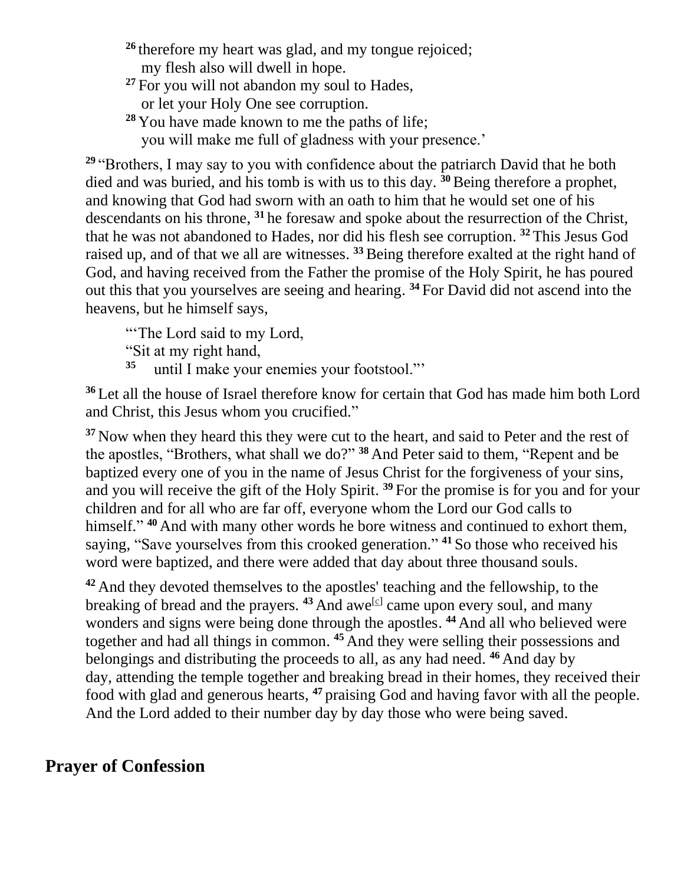[26] therefore my heart was glad, and my tongue rejoiced;
my flesh also will dwell in hope.
[27] For you will not abandon my soul to Hades,
or let your Holy One see corruption.
[28] You have made known to me the paths of life;
you will make me full of gladness with your presence.'

[29] "Brothers, I may say to you with confidence about the patriarch David that he both died and was buried, and his tomb is with us to this day. [30] Being therefore a prophet, and knowing that God had sworn with an oath to him that he would set one of his descendants on his throne, [31] he foresaw and spoke about the resurrection of the Christ, that he was not abandoned to Hades, nor did his flesh see corruption. [32] This Jesus God raised up, and of that we all are witnesses. [33] Being therefore exalted at the right hand of God, and having received from the Father the promise of the Holy Spirit, he has poured out this that you yourselves are seeing and hearing. [34] For David did not ascend into the heavens, but he himself says,

"'The Lord said to my Lord,
"Sit at my right hand,
[35] until I make your enemies your footstool."'

[36] Let all the house of Israel therefore know for certain that God has made him both Lord and Christ, this Jesus whom you crucified."

[37] Now when they heard this they were cut to the heart, and said to Peter and the rest of the apostles, "Brothers, what shall we do?" [38] And Peter said to them, "Repent and be baptized every one of you in the name of Jesus Christ for the forgiveness of your sins, and you will receive the gift of the Holy Spirit. [39] For the promise is for you and for your children and for all who are far off, everyone whom the Lord our God calls to himself." [40] And with many other words he bore witness and continued to exhort them, saying, "Save yourselves from this crooked generation." [41] So those who received his word were baptized, and there were added that day about three thousand souls.

[42] And they devoted themselves to the apostles' teaching and the fellowship, to the breaking of bread and the prayers. [43] And awe[c] came upon every soul, and many wonders and signs were being done through the apostles. [44] And all who believed were together and had all things in common. [45] And they were selling their possessions and belongings and distributing the proceeds to all, as any had need. [46] And day by day, attending the temple together and breaking bread in their homes, they received their food with glad and generous hearts, [47] praising God and having favor with all the people. And the Lord added to their number day by day those who were being saved.

## Prayer of Confession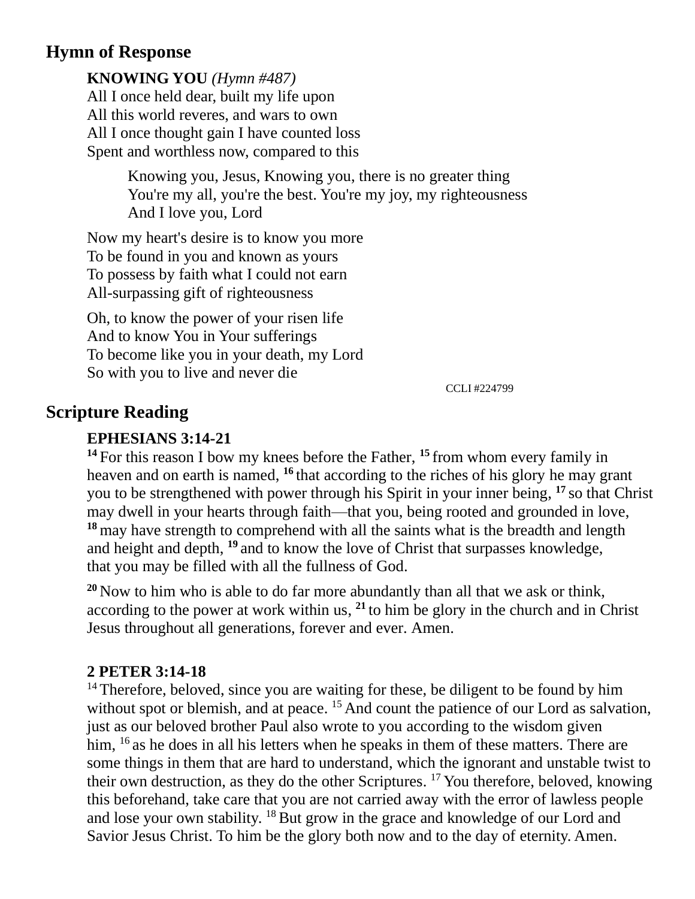## Hymn of Response

**KNOWING YOU** *(Hymn #487)*
All I once held dear, built my life upon
All this world reveres, and wars to own
All I once thought gain I have counted loss
Spent and worthless now, compared to this

> Knowing you, Jesus, Knowing you, there is no greater thing
> You're my all, you're the best. You're my joy, my righteousness
> And I love you, Lord

Now my heart's desire is to know you more
To be found in you and known as yours
To possess by faith what I could not earn
All-surpassing gift of righteousness

Oh, to know the power of your risen life
And to know You in Your sufferings
To become like you in your death, my Lord
So with you to live and never die

CCLI #224799

## Scripture Reading

**EPHESIANS 3:14-21**
**14** For this reason I bow my knees before the Father, **15** from whom every family in heaven and on earth is named, **16** that according to the riches of his glory he may grant you to be strengthened with power through his Spirit in your inner being, **17** so that Christ may dwell in your hearts through faith—that you, being rooted and grounded in love, **18** may have strength to comprehend with all the saints what is the breadth and length and height and depth, **19** and to know the love of Christ that surpasses knowledge, that you may be filled with all the fullness of God.

**20** Now to him who is able to do far more abundantly than all that we ask or think, according to the power at work within us, **21** to him be glory in the church and in Christ Jesus throughout all generations, forever and ever. Amen.

**2 PETER 3:14-18**
14 Therefore, beloved, since you are waiting for these, be diligent to be found by him without spot or blemish, and at peace. 15 And count the patience of our Lord as salvation, just as our beloved brother Paul also wrote to you according to the wisdom given him, 16 as he does in all his letters when he speaks in them of these matters. There are some things in them that are hard to understand, which the ignorant and unstable twist to their own destruction, as they do the other Scriptures. 17 You therefore, beloved, knowing this beforehand, take care that you are not carried away with the error of lawless people and lose your own stability. 18 But grow in the grace and knowledge of our Lord and Savior Jesus Christ. To him be the glory both now and to the day of eternity. Amen.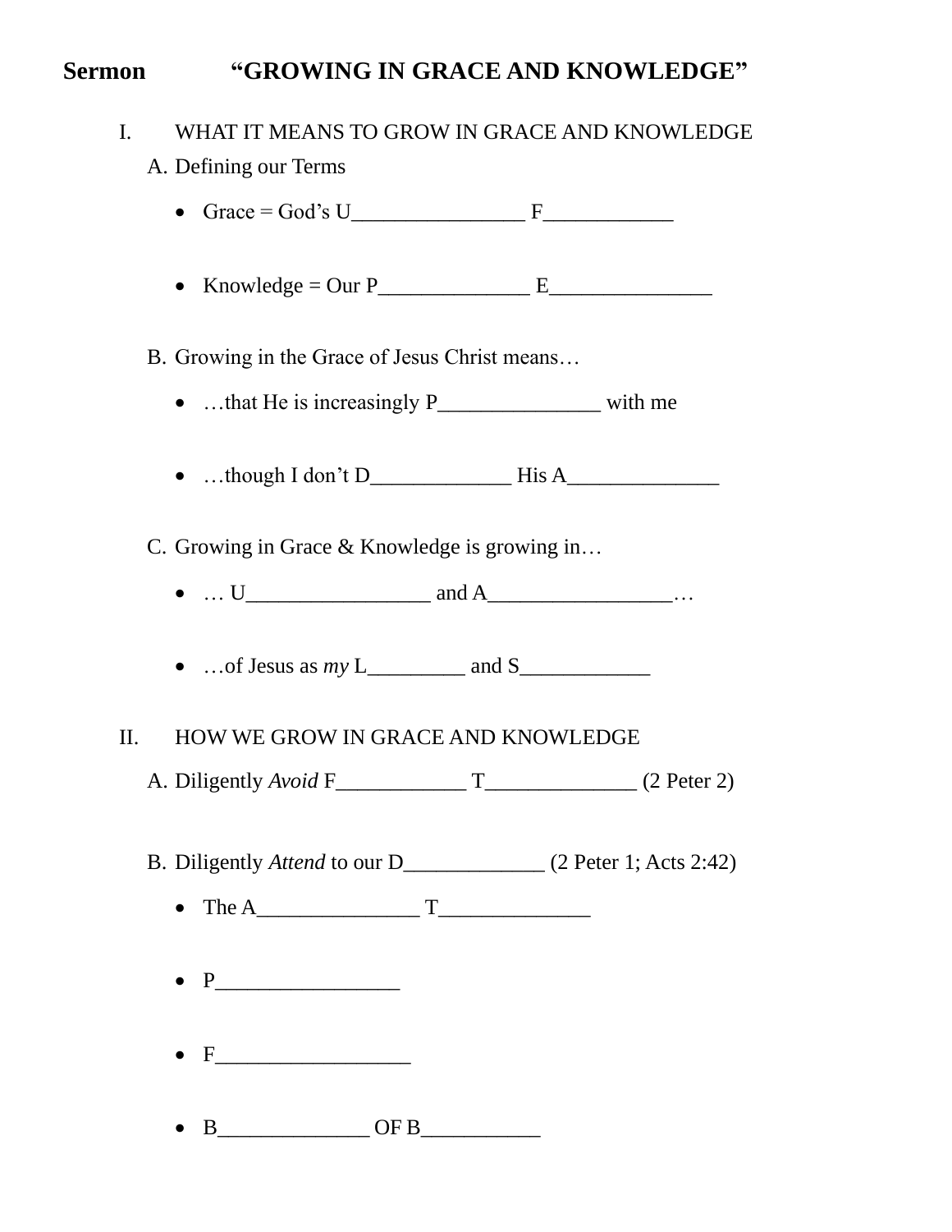# Sermon “GROWING IN GRACE AND KNOWLEDGE”

## I. WHAT IT MEANS TO GROW IN GRACE AND KNOWLEDGE

A. Defining our Terms

- Grace = God’s U________________ F____________

- Knowledge = Our P______________ E_______________

B. Growing in the Grace of Jesus Christ means…

- …that He is increasingly P_______________ with me

- …though I don’t D_____________ His A______________

C. Growing in Grace & Knowledge is growing in…

- … U_________________ and A_________________…

- …of Jesus as *my* L_________ and S____________

## II. HOW WE GROW IN GRACE AND KNOWLEDGE

A. Diligently *Avoid* F____________ T______________ (2 Peter 2)

B. Diligently *Attend* to our D_____________ (2 Peter 1; Acts 2:42)

- The A_______________ T______________

- P_________________

- F__________________

- B______________ OF B___________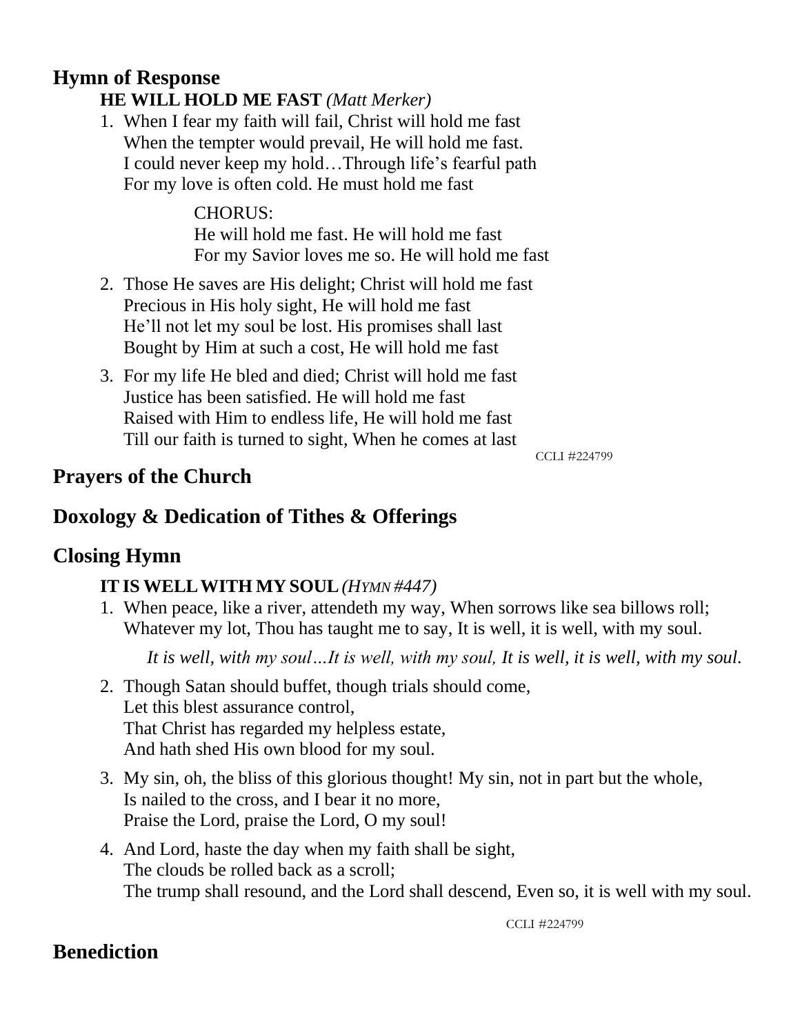## Hymn of Response

**HE WILL HOLD ME FAST** *(Matt Merker)*

1. When I fear my faith will fail, Christ will hold me fast
   When the tempter would prevail, He will hold me fast.
   I could never keep my hold…Through life's fearful path
   For my love is often cold. He must hold me fast

   CHORUS:
   He will hold me fast. He will hold me fast
   For my Savior loves me so. He will hold me fast

2. Those He saves are His delight; Christ will hold me fast
   Precious in His holy sight, He will hold me fast
   He'll not let my soul be lost. His promises shall last
   Bought by Him at such a cost, He will hold me fast

3. For my life He bled and died; Christ will hold me fast
   Justice has been satisfied. He will hold me fast
   Raised with Him to endless life, He will hold me fast
   Till our faith is turned to sight, When he comes at last

CCLI #224799

## Prayers of the Church

## Doxology & Dedication of Tithes & Offerings

## Closing Hymn

**IT IS WELL WITH MY SOUL** *(HYMN #447)*

1. When peace, like a river, attendeth my way, When sorrows like sea billows roll;
   Whatever my lot, Thou has taught me to say, It is well, it is well, with my soul.

   *It is well, with my soul…It is well, with my soul, It is well, it is well, with my soul.*

2. Though Satan should buffet, though trials should come,
   Let this blest assurance control,
   That Christ has regarded my helpless estate,
   And hath shed His own blood for my soul.

3. My sin, oh, the bliss of this glorious thought! My sin, not in part but the whole,
   Is nailed to the cross, and I bear it no more,
   Praise the Lord, praise the Lord, O my soul!

4. And Lord, haste the day when my faith shall be sight,
   The clouds be rolled back as a scroll;
   The trump shall resound, and the Lord shall descend, Even so, it is well with my soul.

CCLI #224799

## Benediction